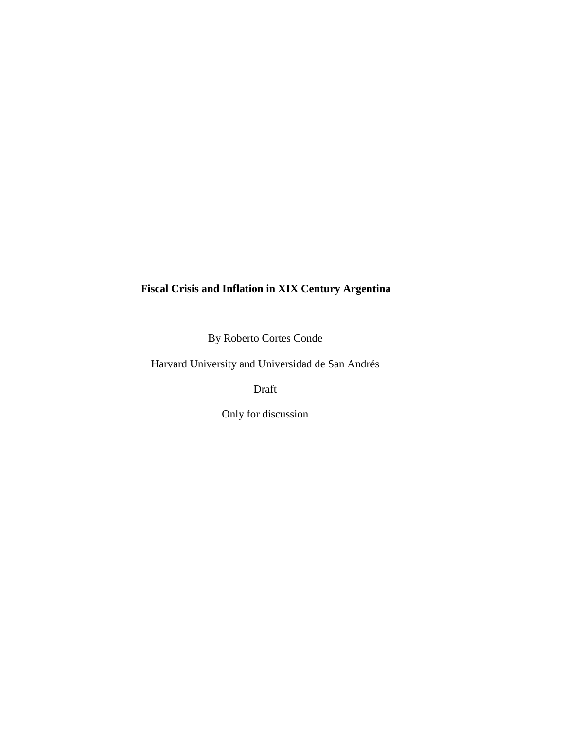# Fiscal Crisis and Inflation in XIX Century Argentina

By Roberto Cortes Conde

Harvard University and Universidad de San Andrés

Draft

Only for discussion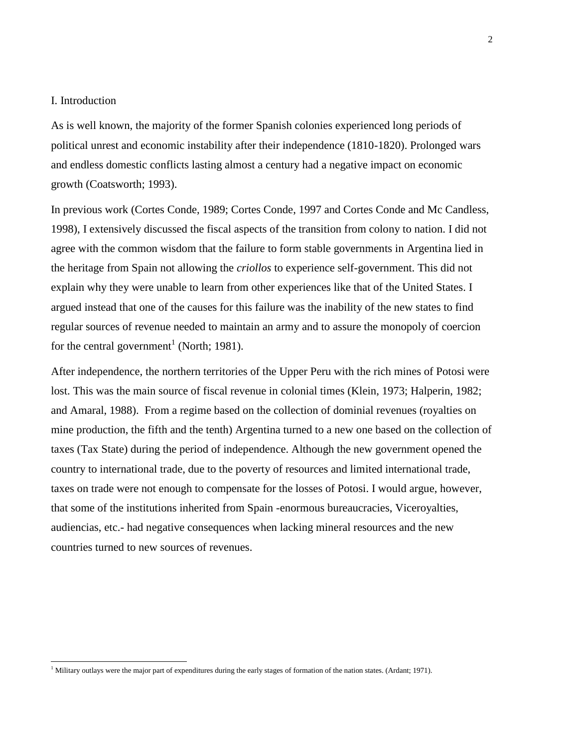## I. Introduction

As is well known, the majority of the former Spanish colonies experienced long periods of political unrest and economic instability after their independence (1810-1820). Prolonged wars and endless domestic conflicts lasting almost a century had a negative impact on economic growth (Coatsworth; 1993).

In previous work (Cortes Conde, 1989; Cortes Conde, 1997 and Cortes Conde and Mc Candless, 1998), I extensively discussed the fiscal aspects of the transition from colony to nation. I did not agree with the common wisdom that the failure to form stable governments in Argentina lied in the heritage from Spain not allowing the *criollos* to experience self-government. This did not explain why they were unable to learn from other experiences like that of the United States. I argued instead that one of the causes for this failure was the inability of the new states to find regular sources of revenue needed to maintain an army and to assure the monopoly of coercion for the central government[1] (North; 1981).

After independence, the northern territories of the Upper Peru with the rich mines of Potosi were lost. This was the main source of fiscal revenue in colonial times (Klein, 1973; Halperin, 1982; and Amaral, 1988). From a regime based on the collection of dominial revenues (royalties on mine production, the fifth and the tenth) Argentina turned to a new one based on the collection of taxes (Tax State) during the period of independence. Although the new government opened the country to international trade, due to the poverty of resources and limited international trade, taxes on trade were not enough to compensate for the losses of Potosi. I would argue, however, that some of the institutions inherited from Spain -enormous bureaucracies, Viceroyalties, audiencias, etc.- had negative consequences when lacking mineral resources and the new countries turned to new sources of revenues.

---

[1] Military outlays were the major part of expenditures during the early stages of formation of the nation states. (Ardant; 1971).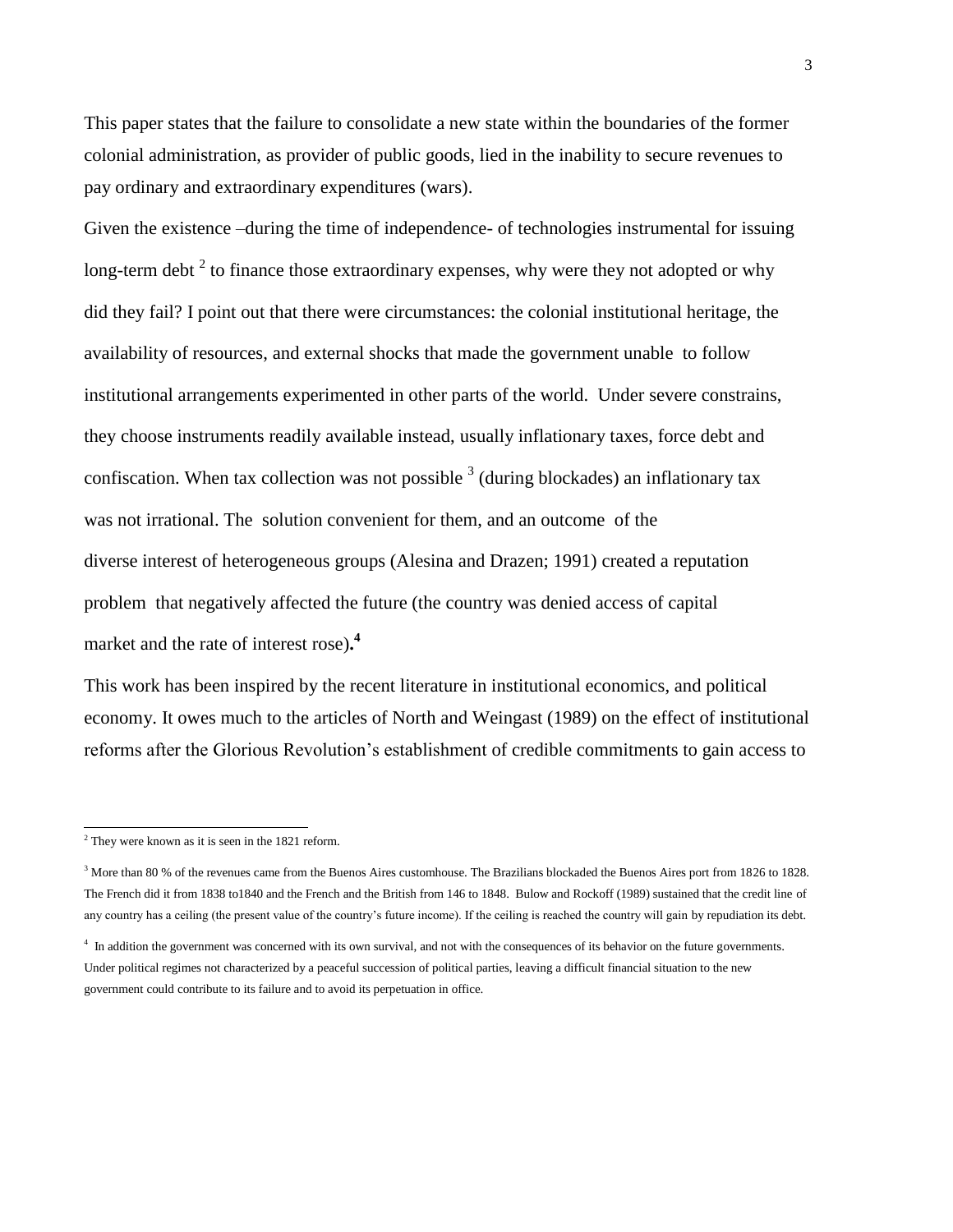This paper states that the failure to consolidate a new state within the boundaries of the former colonial administration, as provider of public goods, lied in the inability to secure revenues to pay ordinary and extraordinary expenditures (wars).

Given the existence –during the time of independence- of technologies instrumental for issuing long-term debt [2] to finance those extraordinary expenses, why were they not adopted or why did they fail? I point out that there were circumstances: the colonial institutional heritage, the availability of resources, and external shocks that made the government unable to follow institutional arrangements experimented in other parts of the world. Under severe constrains, they choose instruments readily available instead, usually inflationary taxes, force debt and confiscation. When tax collection was not possible [3] (during blockades) an inflationary tax was not irrational. The solution convenient for them, and an outcome of the diverse interest of heterogeneous groups (Alesina and Drazen; 1991) created a reputation problem that negatively affected the future (the country was denied access of capital market and the rate of interest rose)**.[4]**

This work has been inspired by the recent literature in institutional economics, and political economy. It owes much to the articles of North and Weingast (1989) on the effect of institutional reforms after the Glorious Revolution's establishment of credible commitments to gain access to

---

[2] They were known as it is seen in the 1821 reform.

[3] More than 80 % of the revenues came from the Buenos Aires customhouse. The Brazilians blockaded the Buenos Aires port from 1826 to 1828. The French did it from 1838 to1840 and the French and the British from 146 to 1848. Bulow and Rockoff (1989) sustained that the credit line of any country has a ceiling (the present value of the country's future income). If the ceiling is reached the country will gain by repudiation its debt.

[4] In addition the government was concerned with its own survival, and not with the consequences of its behavior on the future governments. Under political regimes not characterized by a peaceful succession of political parties, leaving a difficult financial situation to the new government could contribute to its failure and to avoid its perpetuation in office.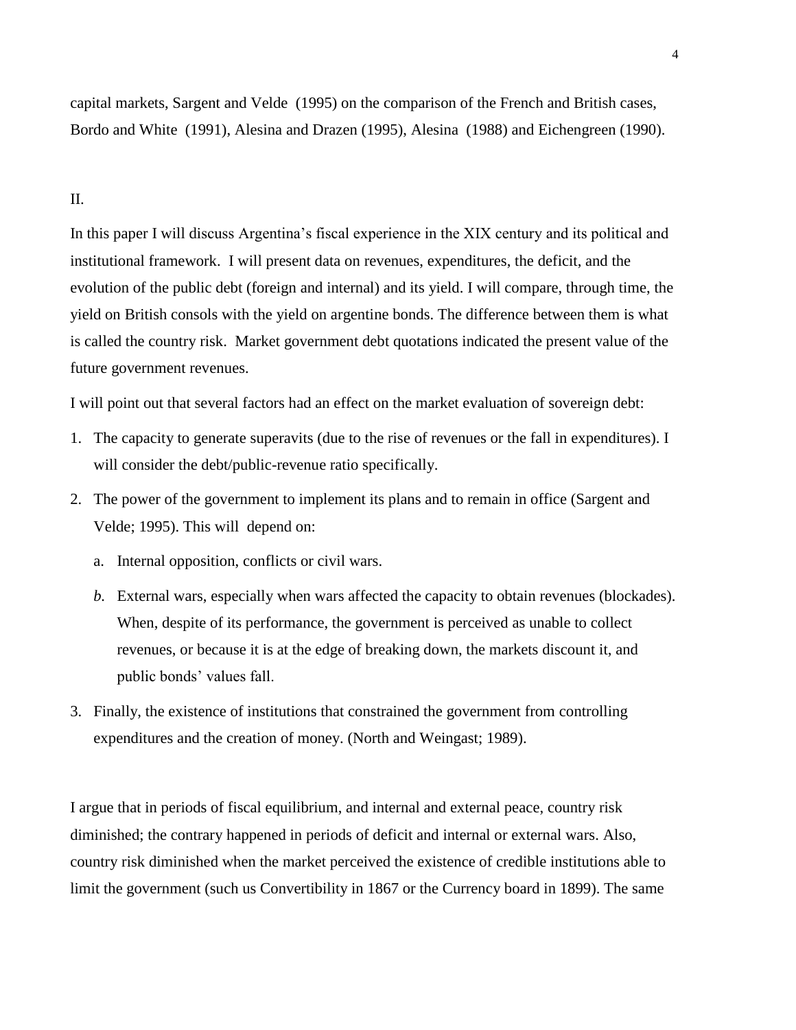capital markets, Sargent and Velde (1995) on the comparison of the French and British cases, Bordo and White (1991), Alesina and Drazen (1995), Alesina (1988) and Eichengreen (1990).

## II.

In this paper I will discuss Argentina's fiscal experience in the XIX century and its political and institutional framework. I will present data on revenues, expenditures, the deficit, and the evolution of the public debt (foreign and internal) and its yield. I will compare, through time, the yield on British consols with the yield on argentine bonds. The difference between them is what is called the country risk. Market government debt quotations indicated the present value of the future government revenues.

I will point out that several factors had an effect on the market evaluation of sovereign debt:

1. The capacity to generate superavits (due to the rise of revenues or the fall in expenditures). I will consider the debt/public-revenue ratio specifically.
2. The power of the government to implement its plans and to remain in office (Sargent and Velde; 1995). This will depend on:
   a. Internal opposition, conflicts or civil wars.
   *b.* External wars, especially when wars affected the capacity to obtain revenues (blockades). When, despite of its performance, the government is perceived as unable to collect revenues, or because it is at the edge of breaking down, the markets discount it, and public bonds' values fall.
3. Finally, the existence of institutions that constrained the government from controlling expenditures and the creation of money. (North and Weingast; 1989).

I argue that in periods of fiscal equilibrium, and internal and external peace, country risk diminished; the contrary happened in periods of deficit and internal or external wars. Also, country risk diminished when the market perceived the existence of credible institutions able to limit the government (such us Convertibility in 1867 or the Currency board in 1899). The same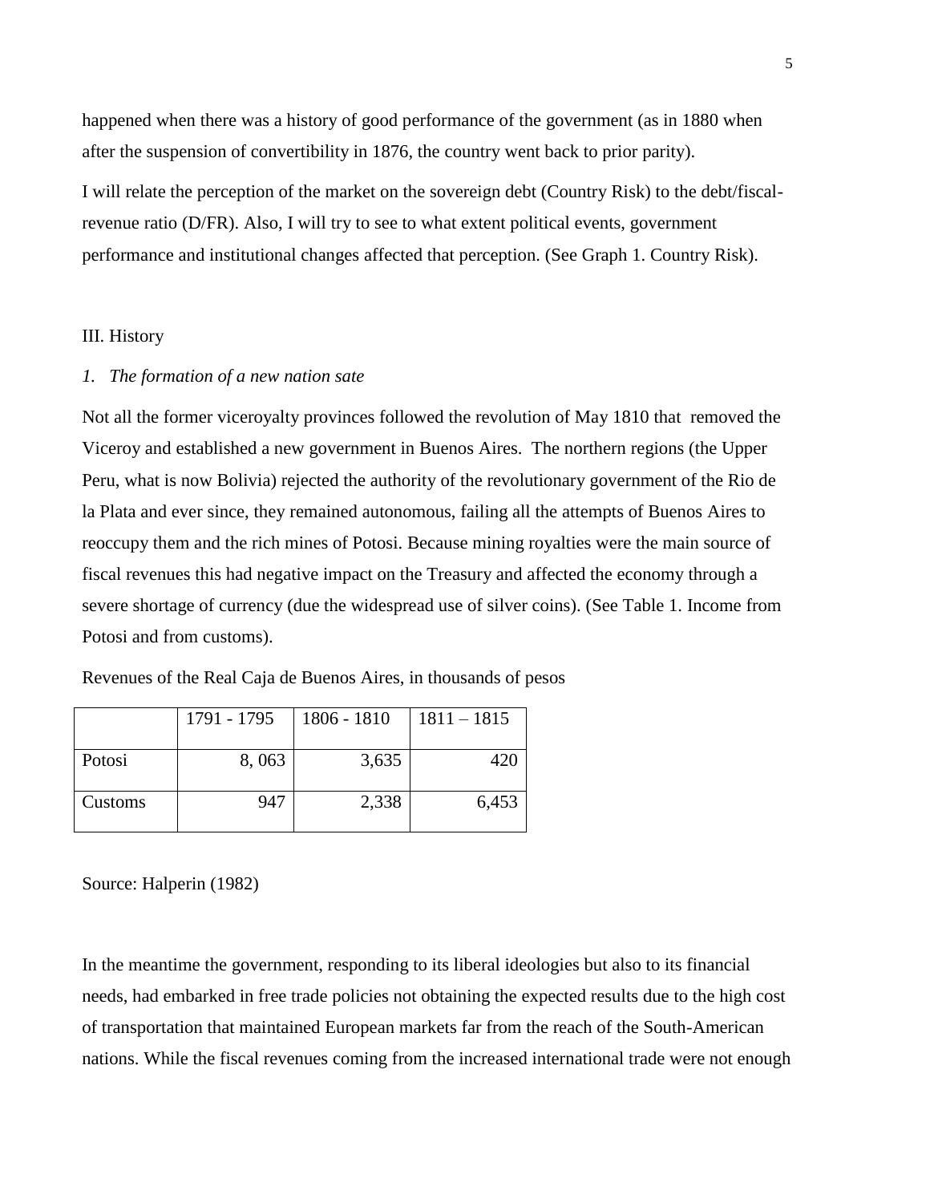happened when there was a history of good performance of the government (as in 1880 when after the suspension of convertibility in 1876, the country went back to prior parity).

I will relate the perception of the market on the sovereign debt (Country Risk) to the debt/fiscal-revenue ratio (D/FR). Also, I will try to see to what extent political events, government performance and institutional changes affected that perception. (See Graph 1. Country Risk).

## III. History

### *1. The formation of a new nation sate*

Not all the former viceroyalty provinces followed the revolution of May 1810 that removed the Viceroy and established a new government in Buenos Aires. The northern regions (the Upper Peru, what is now Bolivia) rejected the authority of the revolutionary government of the Rio de la Plata and ever since, they remained autonomous, failing all the attempts of Buenos Aires to reoccupy them and the rich mines of Potosi. Because mining royalties were the main source of fiscal revenues this had negative impact on the Treasury and affected the economy through a severe shortage of currency (due the widespread use of silver coins). (See Table 1. Income from Potosi and from customs).

Revenues of the Real Caja de Buenos Aires, in thousands of pesos

| | 1791 - 1795 | 1806 - 1810 | 1811 – 1815 |
|---|---|---|---|
| Potosi | 8, 063 | 3,635 | 420 |
| Customs | 947 | 2,338 | 6,453 |

Source: Halperin (1982)

In the meantime the government, responding to its liberal ideologies but also to its financial needs, had embarked in free trade policies not obtaining the expected results due to the high cost of transportation that maintained European markets far from the reach of the South-American nations. While the fiscal revenues coming from the increased international trade were not enough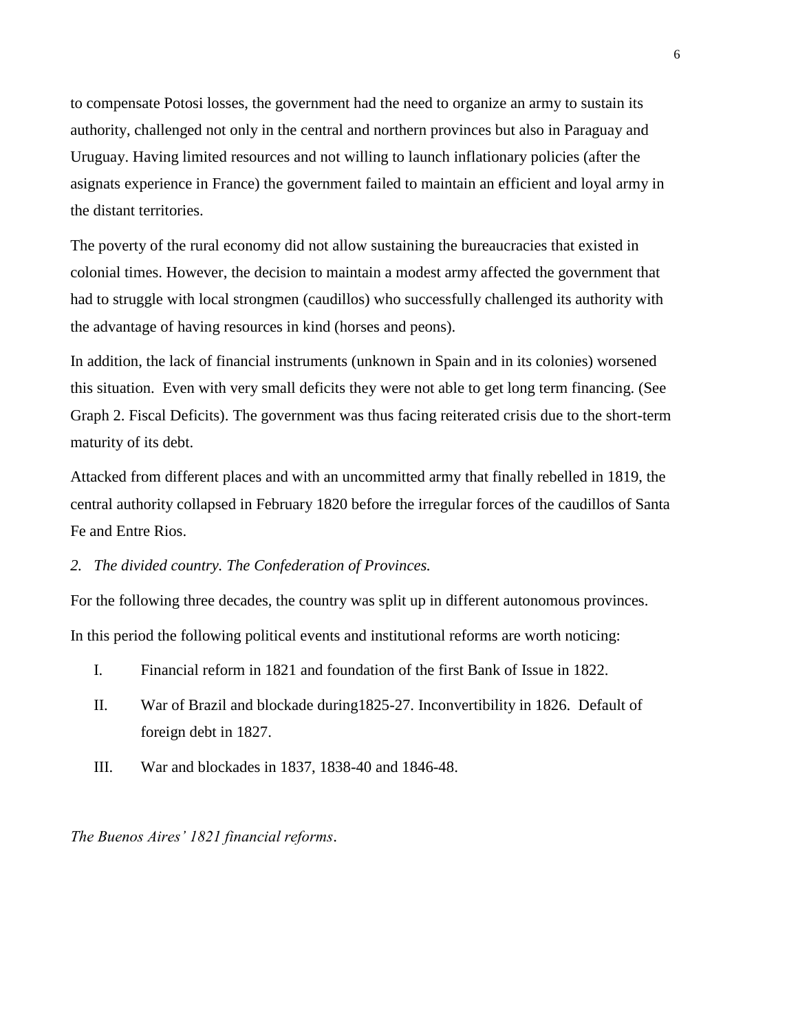to compensate Potosi losses, the government had the need to organize an army to sustain its authority, challenged not only in the central and northern provinces but also in Paraguay and Uruguay. Having limited resources and not willing to launch inflationary policies (after the asignats experience in France) the government failed to maintain an efficient and loyal army in the distant territories.

The poverty of the rural economy did not allow sustaining the bureaucracies that existed in colonial times. However, the decision to maintain a modest army affected the government that had to struggle with local strongmen (caudillos) who successfully challenged its authority with the advantage of having resources in kind (horses and peons).

In addition, the lack of financial instruments (unknown in Spain and in its colonies) worsened this situation. Even with very small deficits they were not able to get long term financing. (See Graph 2. Fiscal Deficits). The government was thus facing reiterated crisis due to the short-term maturity of its debt.

Attacked from different places and with an uncommitted army that finally rebelled in 1819, the central authority collapsed in February 1820 before the irregular forces of the caudillos of Santa Fe and Entre Rios.

*2. The divided country. The Confederation of Provinces.*

For the following three decades, the country was split up in different autonomous provinces.

In this period the following political events and institutional reforms are worth noticing:

I. Financial reform in 1821 and foundation of the first Bank of Issue in 1822.

II. War of Brazil and blockade during1825-27. Inconvertibility in 1826. Default of foreign debt in 1827.

III. War and blockades in 1837, 1838-40 and 1846-48.

*The Buenos Aires' 1821 financial reforms.*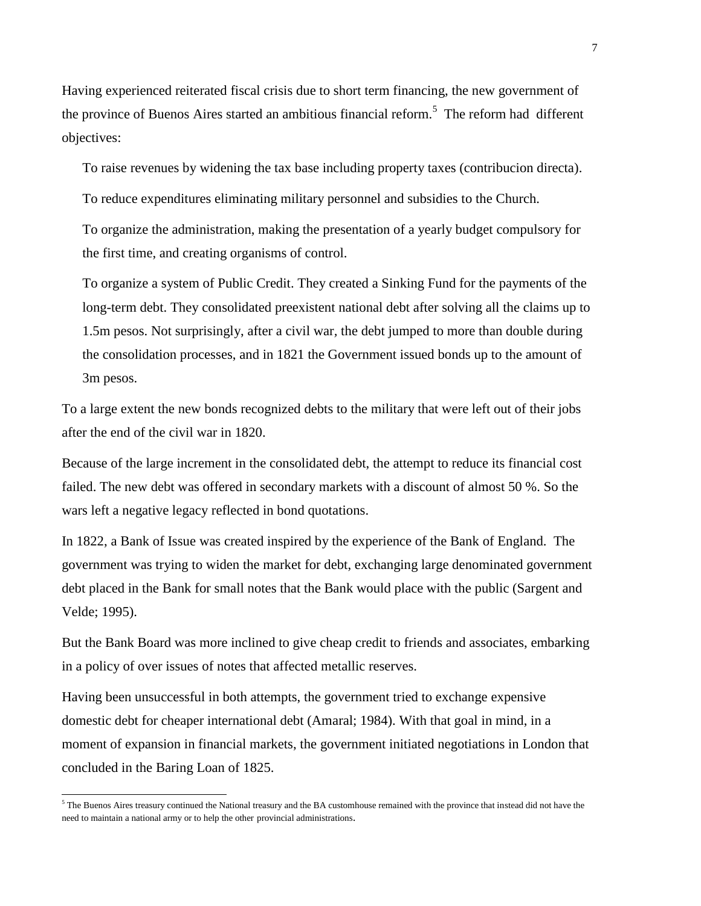Having experienced reiterated fiscal crisis due to short term financing, the new government of the province of Buenos Aires started an ambitious financial reform.[5] The reform had different objectives:

To raise revenues by widening the tax base including property taxes (contribucion directa).

To reduce expenditures eliminating military personnel and subsidies to the Church.

To organize the administration, making the presentation of a yearly budget compulsory for the first time, and creating organisms of control.

To organize a system of Public Credit. They created a Sinking Fund for the payments of the long-term debt. They consolidated preexistent national debt after solving all the claims up to 1.5m pesos. Not surprisingly, after a civil war, the debt jumped to more than double during the consolidation processes, and in 1821 the Government issued bonds up to the amount of 3m pesos.

To a large extent the new bonds recognized debts to the military that were left out of their jobs after the end of the civil war in 1820.

Because of the large increment in the consolidated debt, the attempt to reduce its financial cost failed. The new debt was offered in secondary markets with a discount of almost 50 %. So the wars left a negative legacy reflected in bond quotations.

In 1822, a Bank of Issue was created inspired by the experience of the Bank of England. The government was trying to widen the market for debt, exchanging large denominated government debt placed in the Bank for small notes that the Bank would place with the public (Sargent and Velde; 1995).

But the Bank Board was more inclined to give cheap credit to friends and associates, embarking in a policy of over issues of notes that affected metallic reserves.

Having been unsuccessful in both attempts, the government tried to exchange expensive domestic debt for cheaper international debt (Amaral; 1984). With that goal in mind, in a moment of expansion in financial markets, the government initiated negotiations in London that concluded in the Baring Loan of 1825.

[5] The Buenos Aires treasury continued the National treasury and the BA customhouse remained with the province that instead did not have the need to maintain a national army or to help the other provincial administrations.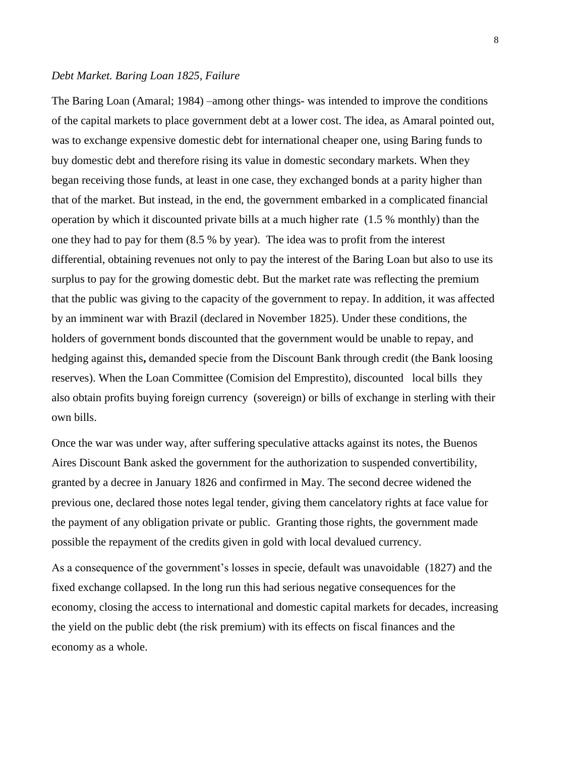*Debt Market. Baring Loan 1825, Failure*

The Baring Loan (Amaral; 1984) –among other things- was intended to improve the conditions of the capital markets to place government debt at a lower cost. The idea, as Amaral pointed out, was to exchange expensive domestic debt for international cheaper one, using Baring funds to buy domestic debt and therefore rising its value in domestic secondary markets. When they began receiving those funds, at least in one case, they exchanged bonds at a parity higher than that of the market. But instead, in the end, the government embarked in a complicated financial operation by which it discounted private bills at a much higher rate (1.5 % monthly) than the one they had to pay for them (8.5 % by year). The idea was to profit from the interest differential, obtaining revenues not only to pay the interest of the Baring Loan but also to use its surplus to pay for the growing domestic debt. But the market rate was reflecting the premium that the public was giving to the capacity of the government to repay. In addition, it was affected by an imminent war with Brazil (declared in November 1825). Under these conditions, the holders of government bonds discounted that the government would be unable to repay, and hedging against this**,** demanded specie from the Discount Bank through credit (the Bank loosing reserves). When the Loan Committee (Comision del Emprestito), discounted local bills they also obtain profits buying foreign currency (sovereign) or bills of exchange in sterling with their own bills.

Once the war was under way, after suffering speculative attacks against its notes, the Buenos Aires Discount Bank asked the government for the authorization to suspended convertibility, granted by a decree in January 1826 and confirmed in May. The second decree widened the previous one, declared those notes legal tender, giving them cancelatory rights at face value for the payment of any obligation private or public. Granting those rights, the government made possible the repayment of the credits given in gold with local devalued currency.

As a consequence of the government's losses in specie, default was unavoidable (1827) and the fixed exchange collapsed. In the long run this had serious negative consequences for the economy, closing the access to international and domestic capital markets for decades, increasing the yield on the public debt (the risk premium) with its effects on fiscal finances and the economy as a whole.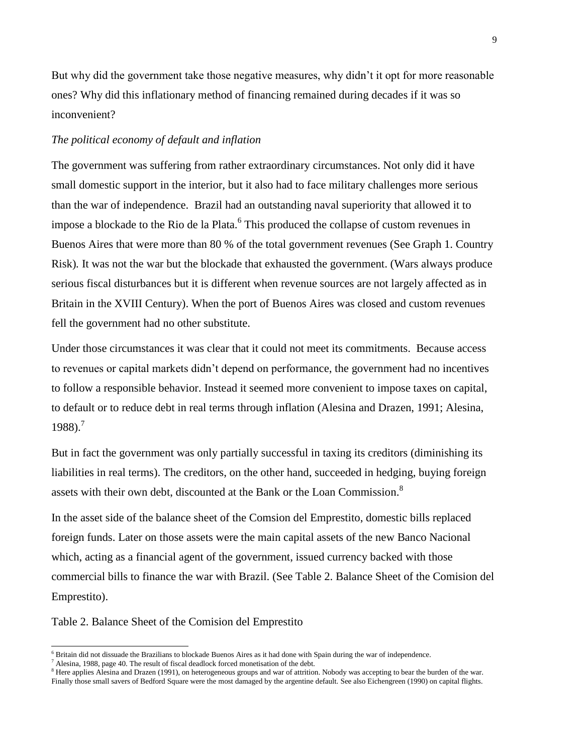But why did the government take those negative measures, why didn't it opt for more reasonable ones? Why did this inflationary method of financing remained during decades if it was so inconvenient?

*The political economy of default and inflation*

The government was suffering from rather extraordinary circumstances. Not only did it have small domestic support in the interior, but it also had to face military challenges more serious than the war of independence. Brazil had an outstanding naval superiority that allowed it to impose a blockade to the Rio de la Plata.[6] This produced the collapse of custom revenues in Buenos Aires that were more than 80 % of the total government revenues (See Graph 1. Country Risk). It was not the war but the blockade that exhausted the government. (Wars always produce serious fiscal disturbances but it is different when revenue sources are not largely affected as in Britain in the XVIII Century). When the port of Buenos Aires was closed and custom revenues fell the government had no other substitute.

Under those circumstances it was clear that it could not meet its commitments. Because access to revenues or capital markets didn't depend on performance, the government had no incentives to follow a responsible behavior. Instead it seemed more convenient to impose taxes on capital, to default or to reduce debt in real terms through inflation (Alesina and Drazen, 1991; Alesina, 1988).[7]

But in fact the government was only partially successful in taxing its creditors (diminishing its liabilities in real terms). The creditors, on the other hand, succeeded in hedging, buying foreign assets with their own debt, discounted at the Bank or the Loan Commission.[8]

In the asset side of the balance sheet of the Comsion del Emprestito, domestic bills replaced foreign funds. Later on those assets were the main capital assets of the new Banco Nacional which, acting as a financial agent of the government, issued currency backed with those commercial bills to finance the war with Brazil. (See Table 2. Balance Sheet of the Comision del Emprestito).

Table 2. Balance Sheet of the Comision del Emprestito

---

[6] Britain did not dissuade the Brazilians to blockade Buenos Aires as it had done with Spain during the war of independence.

[7] Alesina, 1988, page 40. The result of fiscal deadlock forced monetisation of the debt.

[8] Here applies Alesina and Drazen (1991), on heterogeneous groups and war of attrition. Nobody was accepting to bear the burden of the war. Finally those small savers of Bedford Square were the most damaged by the argentine default. See also Eichengreen (1990) on capital flights.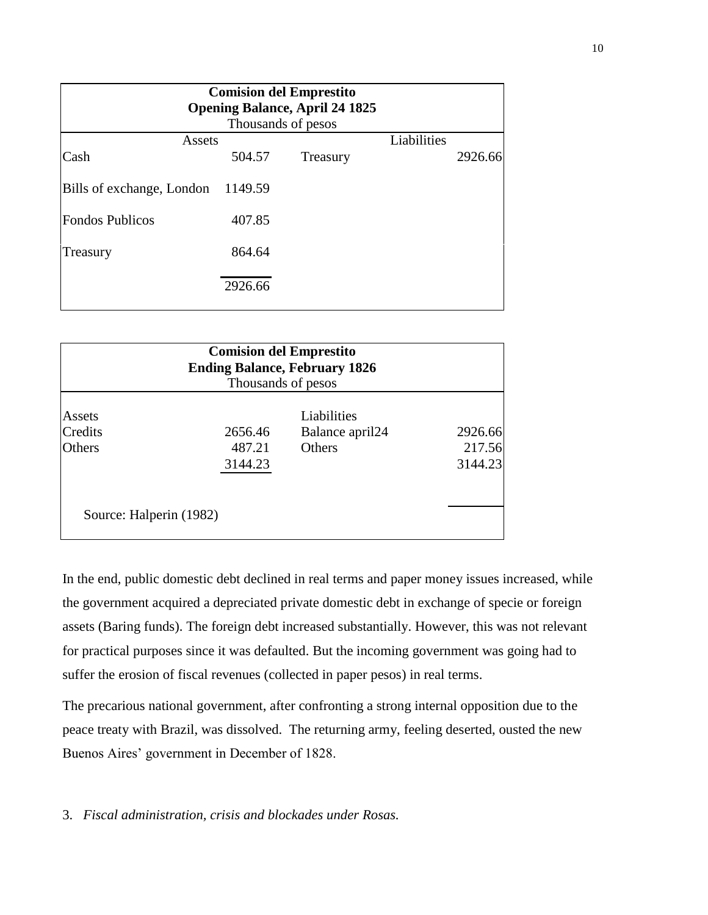| **Comision del Emprestito**<br>**Opening Balance, April 24 1825**<br>Thousands of pesos | | | |
|---|---|---|---|
| Assets | | Liabilities | |
| Cash | 504.57 | Treasury | 2926.66 |
| Bills of exchange, London | 1149.59 | | |
| Fondos Publicos | 407.85 | | |
| Treasury | 864.64 | | |
| | 2926.66 | | |

| **Comision del Emprestito**<br>**Ending Balance, February 1826**<br>Thousands of pesos | | | |
|---|---|---|---|
| Assets | | Liabilities | |
| Credits | 2656.46 | Balance april24 | 2926.66 |
| Others | 487.21 | Others | 217.56 |
| | 3144.23 | | 3144.23 |

Source: Halperin (1982)

In the end, public domestic debt declined in real terms and paper money issues increased, while the government acquired a depreciated private domestic debt in exchange of specie or foreign assets (Baring funds). The foreign debt increased substantially. However, this was not relevant for practical purposes since it was defaulted. But the incoming government was going had to suffer the erosion of fiscal revenues (collected in paper pesos) in real terms.

The precarious national government, after confronting a strong internal opposition due to the peace treaty with Brazil, was dissolved. The returning army, feeling deserted, ousted the new Buenos Aires' government in December of 1828.

## 3. *Fiscal administration, crisis and blockades under Rosas.*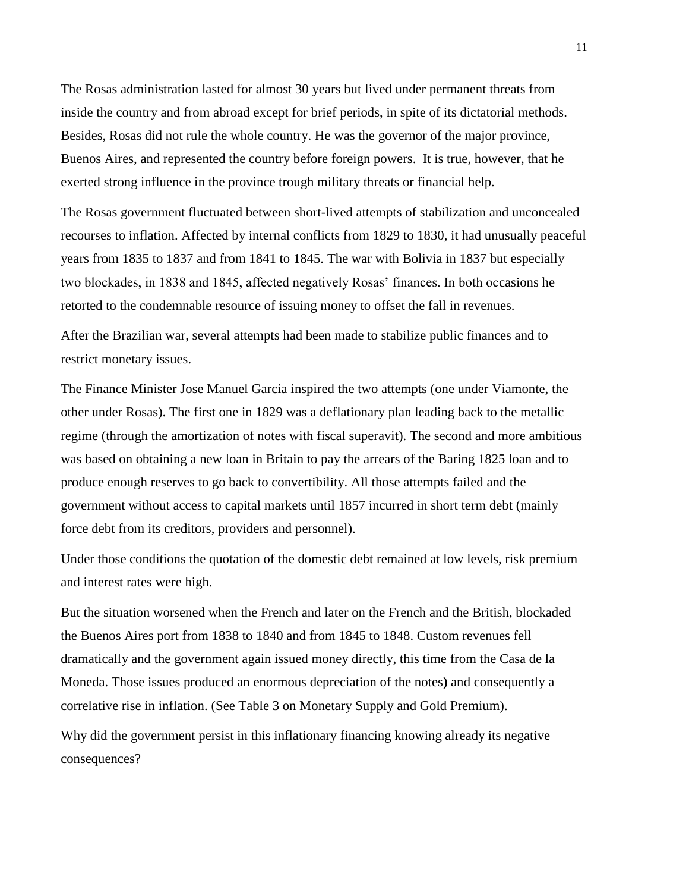The Rosas administration lasted for almost 30 years but lived under permanent threats from inside the country and from abroad except for brief periods, in spite of its dictatorial methods. Besides, Rosas did not rule the whole country. He was the governor of the major province, Buenos Aires, and represented the country before foreign powers. It is true, however, that he exerted strong influence in the province trough military threats or financial help.

The Rosas government fluctuated between short-lived attempts of stabilization and unconcealed recourses to inflation. Affected by internal conflicts from 1829 to 1830, it had unusually peaceful years from 1835 to 1837 and from 1841 to 1845. The war with Bolivia in 1837 but especially two blockades, in 1838 and 1845, affected negatively Rosas' finances. In both occasions he retorted to the condemnable resource of issuing money to offset the fall in revenues.

After the Brazilian war, several attempts had been made to stabilize public finances and to restrict monetary issues.

The Finance Minister Jose Manuel Garcia inspired the two attempts (one under Viamonte, the other under Rosas). The first one in 1829 was a deflationary plan leading back to the metallic regime (through the amortization of notes with fiscal superavit). The second and more ambitious was based on obtaining a new loan in Britain to pay the arrears of the Baring 1825 loan and to produce enough reserves to go back to convertibility. All those attempts failed and the government without access to capital markets until 1857 incurred in short term debt (mainly force debt from its creditors, providers and personnel).

Under those conditions the quotation of the domestic debt remained at low levels, risk premium and interest rates were high.

But the situation worsened when the French and later on the French and the British, blockaded the Buenos Aires port from 1838 to 1840 and from 1845 to 1848. Custom revenues fell dramatically and the government again issued money directly, this time from the Casa de la Moneda. Those issues produced an enormous depreciation of the notes**)** and consequently a correlative rise in inflation. (See Table 3 on Monetary Supply and Gold Premium).

Why did the government persist in this inflationary financing knowing already its negative consequences?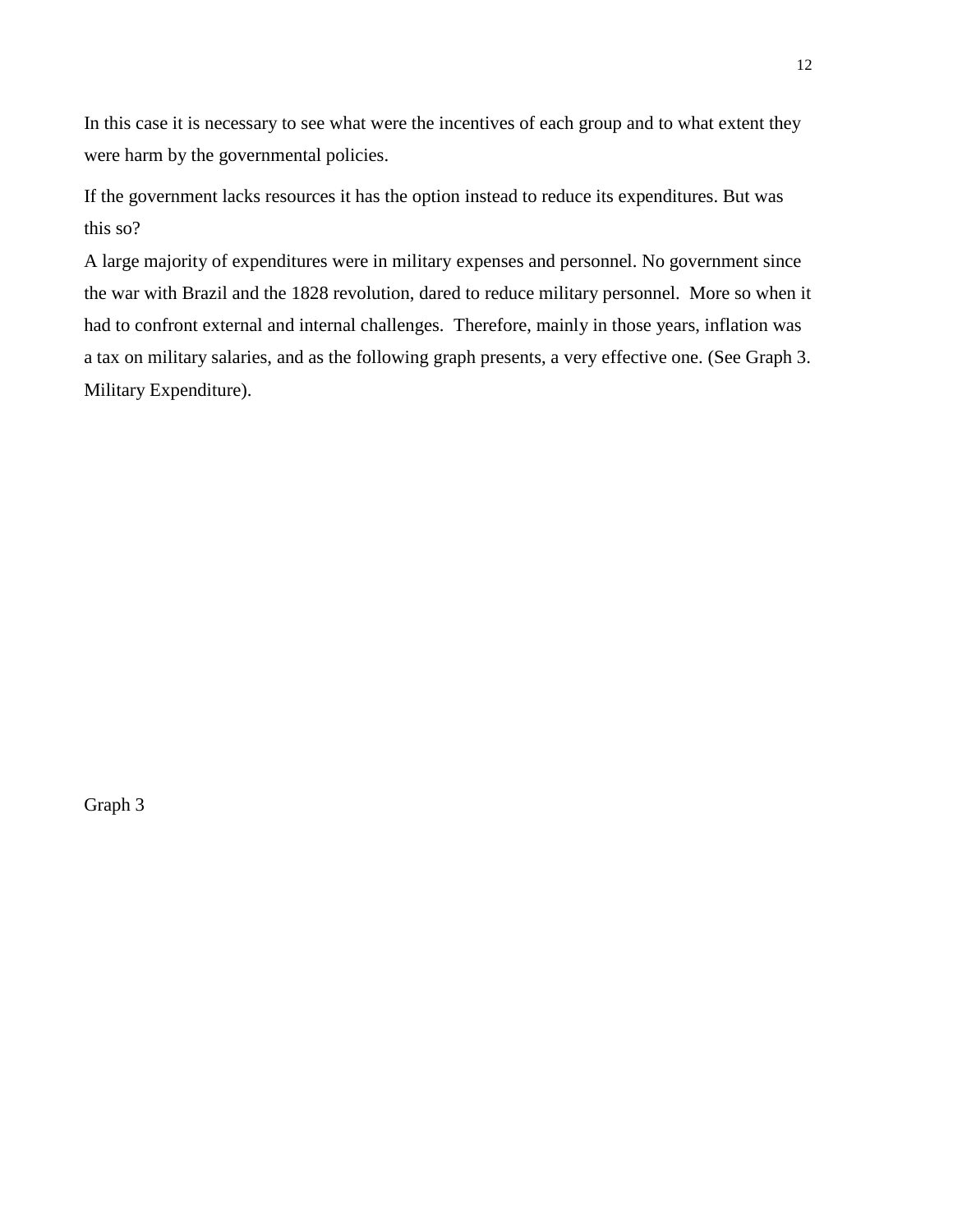In this case it is necessary to see what were the incentives of each group and to what extent they were harm by the governmental policies.

If the government lacks resources it has the option instead to reduce its expenditures. But was this so?

A large majority of expenditures were in military expenses and personnel. No government since the war with Brazil and the 1828 revolution, dared to reduce military personnel. More so when it had to confront external and internal challenges. Therefore, mainly in those years, inflation was a tax on military salaries, and as the following graph presents, a very effective one. (See Graph 3. Military Expenditure).

Graph 3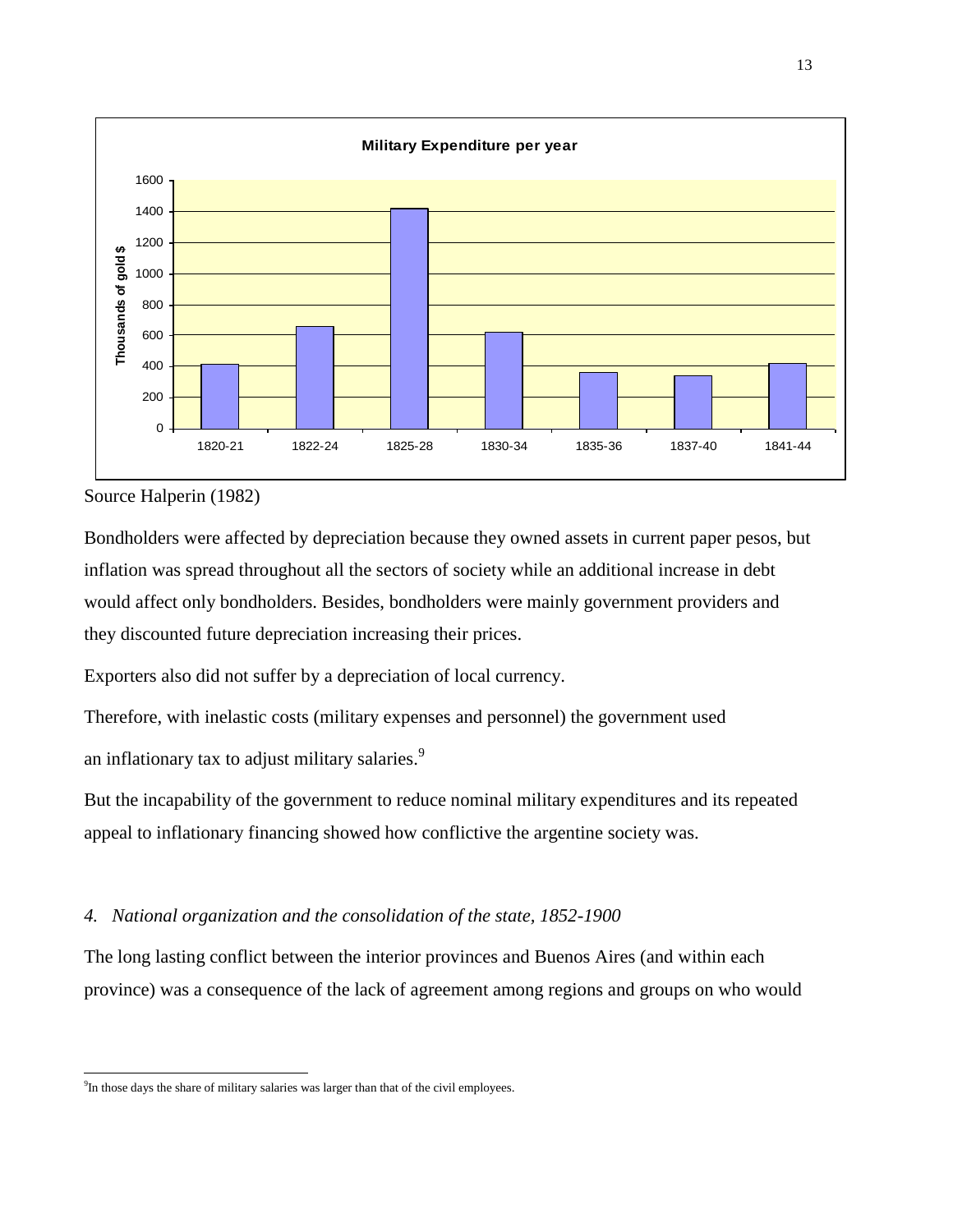**Military Expenditure per year**

| Period | Thousands of gold $ |
|---|---|
| 1820-21 | ~410 |
| 1822-24 | ~655 |
| 1825-28 | ~1415 |
| 1830-34 | ~620 |
| 1835-36 | ~360 |
| 1837-40 | ~340 |
| 1841-44 | ~415 |

Source Halperin (1982)

Bondholders were affected by depreciation because they owned assets in current paper pesos, but inflation was spread throughout all the sectors of society while an additional increase in debt would affect only bondholders. Besides, bondholders were mainly government providers and they discounted future depreciation increasing their prices.

Exporters also did not suffer by a depreciation of local currency.

Therefore, with inelastic costs (military expenses and personnel) the government used an inflationary tax to adjust military salaries.[9]

But the incapability of the government to reduce nominal military expenditures and its repeated appeal to inflationary financing showed how conflictive the argentine society was.

## *4. National organization and the consolidation of the state, 1852-1900*

The long lasting conflict between the interior provinces and Buenos Aires (and within each province) was a consequence of the lack of agreement among regions and groups on who would

[9] In those days the share of military salaries was larger than that of the civil employees.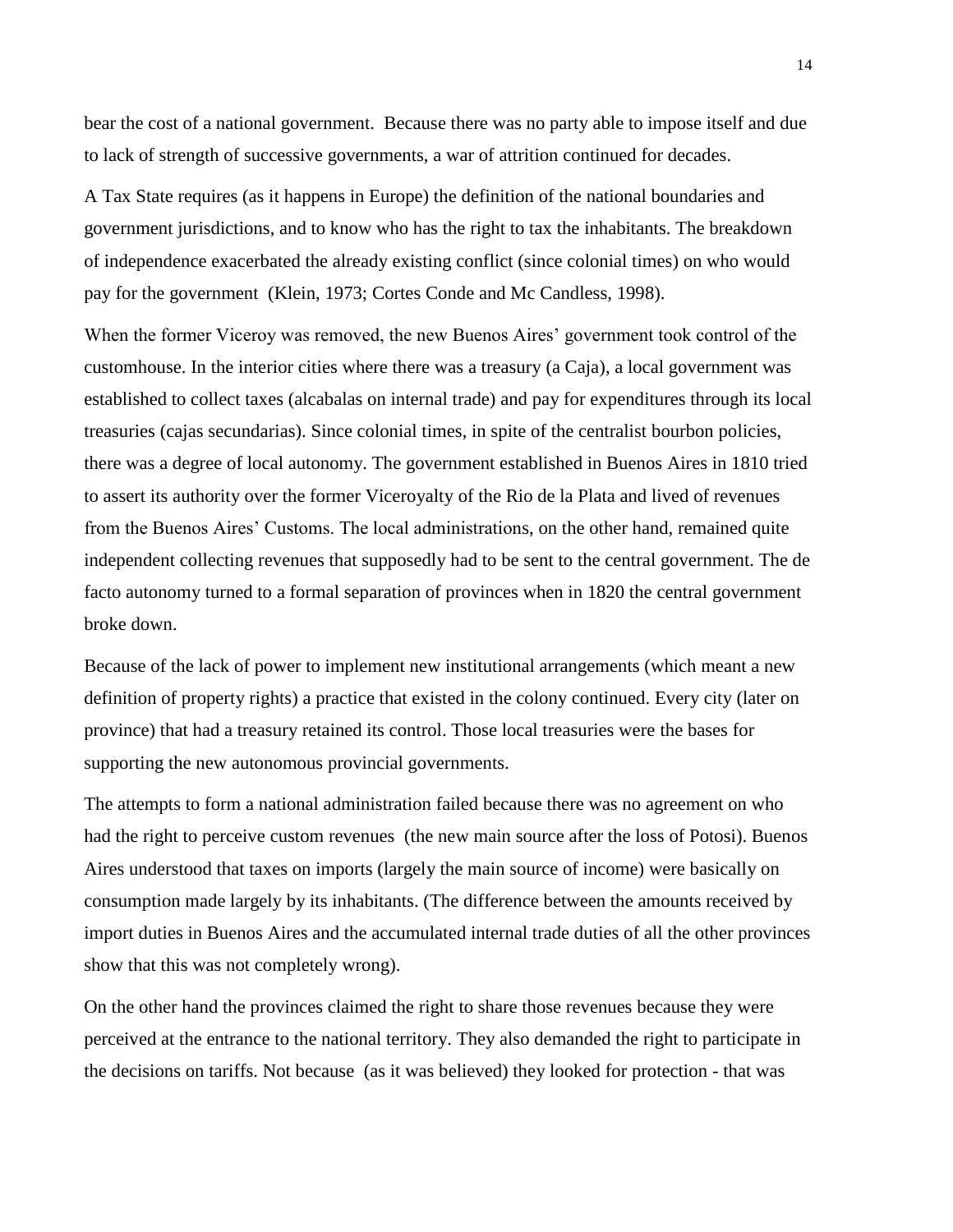bear the cost of a national government. Because there was no party able to impose itself and due to lack of strength of successive governments, a war of attrition continued for decades.

A Tax State requires (as it happens in Europe) the definition of the national boundaries and government jurisdictions, and to know who has the right to tax the inhabitants. The breakdown of independence exacerbated the already existing conflict (since colonial times) on who would pay for the government (Klein, 1973; Cortes Conde and Mc Candless, 1998).

When the former Viceroy was removed, the new Buenos Aires' government took control of the customhouse. In the interior cities where there was a treasury (a Caja), a local government was established to collect taxes (alcabalas on internal trade) and pay for expenditures through its local treasuries (cajas secundarias). Since colonial times, in spite of the centralist bourbon policies, there was a degree of local autonomy. The government established in Buenos Aires in 1810 tried to assert its authority over the former Viceroyalty of the Rio de la Plata and lived of revenues from the Buenos Aires' Customs. The local administrations, on the other hand, remained quite independent collecting revenues that supposedly had to be sent to the central government. The de facto autonomy turned to a formal separation of provinces when in 1820 the central government broke down.

Because of the lack of power to implement new institutional arrangements (which meant a new definition of property rights) a practice that existed in the colony continued. Every city (later on province) that had a treasury retained its control. Those local treasuries were the bases for supporting the new autonomous provincial governments.

The attempts to form a national administration failed because there was no agreement on who had the right to perceive custom revenues (the new main source after the loss of Potosi). Buenos Aires understood that taxes on imports (largely the main source of income) were basically on consumption made largely by its inhabitants. (The difference between the amounts received by import duties in Buenos Aires and the accumulated internal trade duties of all the other provinces show that this was not completely wrong).

On the other hand the provinces claimed the right to share those revenues because they were perceived at the entrance to the national territory. They also demanded the right to participate in the decisions on tariffs. Not because (as it was believed) they looked for protection - that was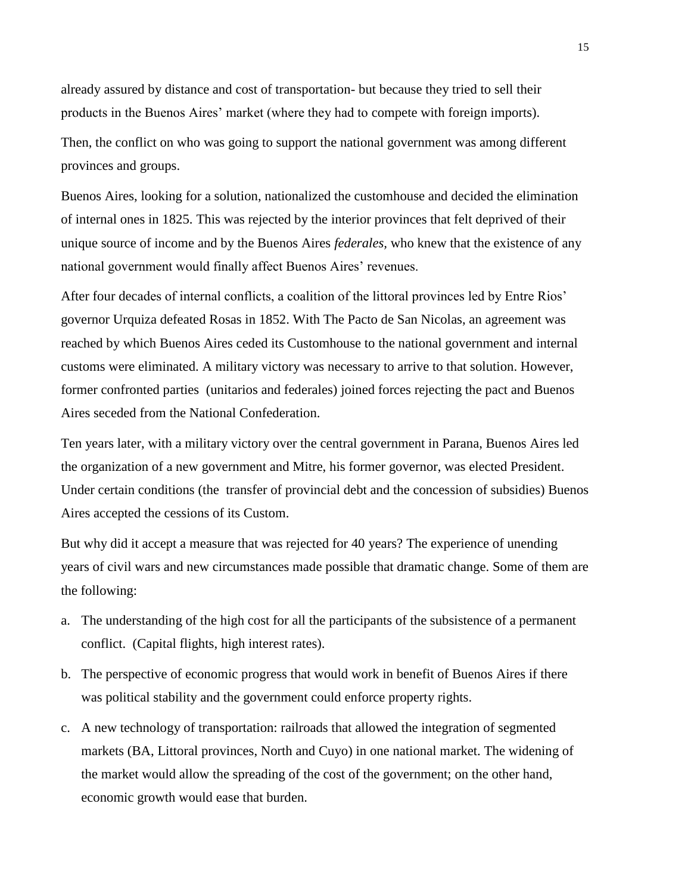already assured by distance and cost of transportation- but because they tried to sell their products in the Buenos Aires' market (where they had to compete with foreign imports).

Then, the conflict on who was going to support the national government was among different provinces and groups.

Buenos Aires, looking for a solution, nationalized the customhouse and decided the elimination of internal ones in 1825. This was rejected by the interior provinces that felt deprived of their unique source of income and by the Buenos Aires *federales,* who knew that the existence of any national government would finally affect Buenos Aires' revenues.

After four decades of internal conflicts, a coalition of the littoral provinces led by Entre Rios' governor Urquiza defeated Rosas in 1852. With The Pacto de San Nicolas, an agreement was reached by which Buenos Aires ceded its Customhouse to the national government and internal customs were eliminated. A military victory was necessary to arrive to that solution. However, former confronted parties (unitarios and federales) joined forces rejecting the pact and Buenos Aires seceded from the National Confederation.

Ten years later, with a military victory over the central government in Parana, Buenos Aires led the organization of a new government and Mitre, his former governor, was elected President. Under certain conditions (the transfer of provincial debt and the concession of subsidies) Buenos Aires accepted the cessions of its Custom.

But why did it accept a measure that was rejected for 40 years? The experience of unending years of civil wars and new circumstances made possible that dramatic change. Some of them are the following:

a. The understanding of the high cost for all the participants of the subsistence of a permanent conflict. (Capital flights, high interest rates).

b. The perspective of economic progress that would work in benefit of Buenos Aires if there was political stability and the government could enforce property rights.

c. A new technology of transportation: railroads that allowed the integration of segmented markets (BA, Littoral provinces, North and Cuyo) in one national market. The widening of the market would allow the spreading of the cost of the government; on the other hand, economic growth would ease that burden.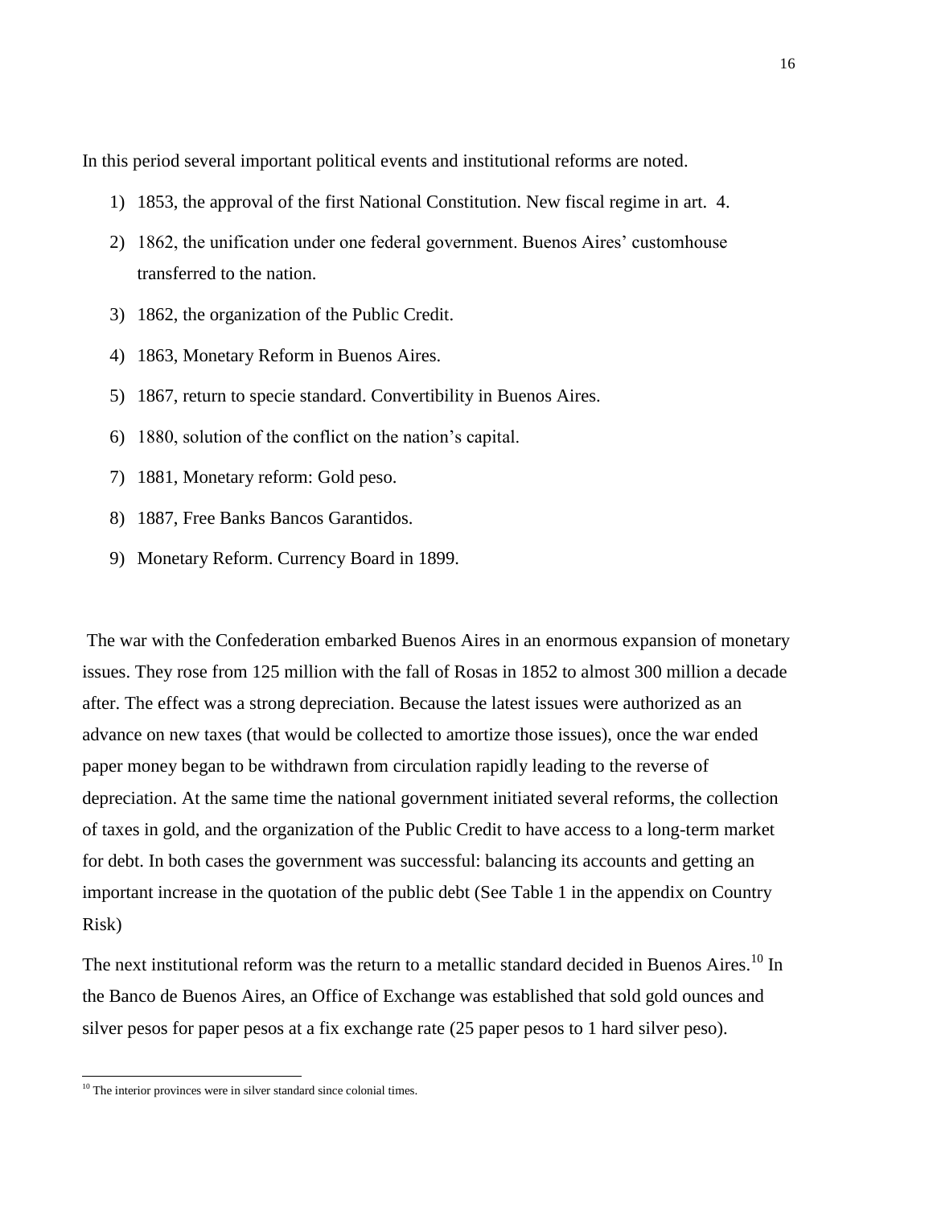In this period several important political events and institutional reforms are noted.

1) 1853, the approval of the first National Constitution. New fiscal regime in art. 4.
2) 1862, the unification under one federal government. Buenos Aires' customhouse transferred to the nation.
3) 1862, the organization of the Public Credit.
4) 1863, Monetary Reform in Buenos Aires.
5) 1867, return to specie standard. Convertibility in Buenos Aires.
6) 1880, solution of the conflict on the nation's capital.
7) 1881, Monetary reform: Gold peso.
8) 1887, Free Banks Bancos Garantidos.
9) Monetary Reform. Currency Board in 1899.

The war with the Confederation embarked Buenos Aires in an enormous expansion of monetary issues. They rose from 125 million with the fall of Rosas in 1852 to almost 300 million a decade after. The effect was a strong depreciation. Because the latest issues were authorized as an advance on new taxes (that would be collected to amortize those issues), once the war ended paper money began to be withdrawn from circulation rapidly leading to the reverse of depreciation. At the same time the national government initiated several reforms, the collection of taxes in gold, and the organization of the Public Credit to have access to a long-term market for debt. In both cases the government was successful: balancing its accounts and getting an important increase in the quotation of the public debt (See Table 1 in the appendix on Country Risk)

The next institutional reform was the return to a metallic standard decided in Buenos Aires.[10] In the Banco de Buenos Aires, an Office of Exchange was established that sold gold ounces and silver pesos for paper pesos at a fix exchange rate (25 paper pesos to 1 hard silver peso).

[10] The interior provinces were in silver standard since colonial times.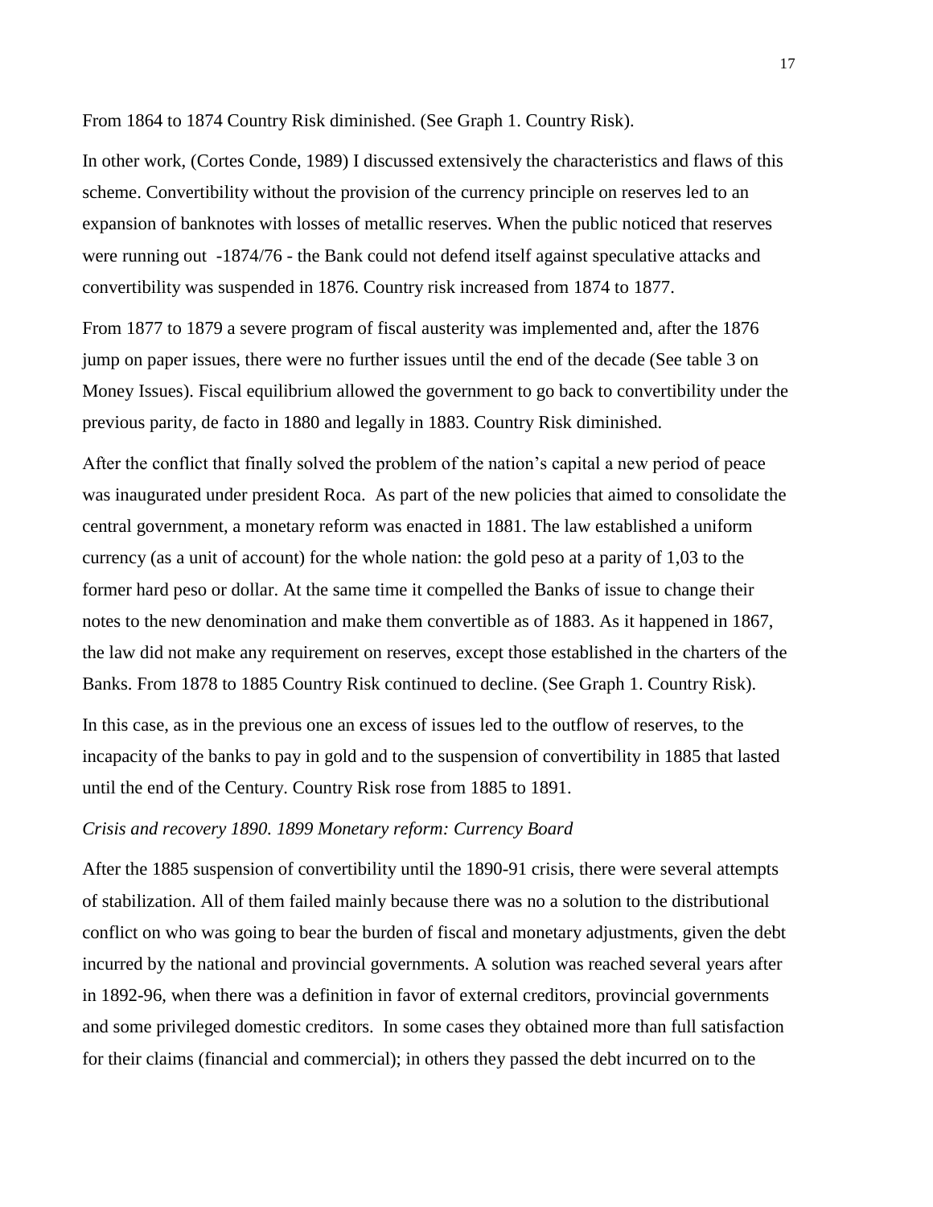From 1864 to 1874 Country Risk diminished. (See Graph 1. Country Risk).

In other work, (Cortes Conde, 1989) I discussed extensively the characteristics and flaws of this scheme. Convertibility without the provision of the currency principle on reserves led to an expansion of banknotes with losses of metallic reserves. When the public noticed that reserves were running out -1874/76 - the Bank could not defend itself against speculative attacks and convertibility was suspended in 1876. Country risk increased from 1874 to 1877.

From 1877 to 1879 a severe program of fiscal austerity was implemented and, after the 1876 jump on paper issues, there were no further issues until the end of the decade (See table 3 on Money Issues). Fiscal equilibrium allowed the government to go back to convertibility under the previous parity, de facto in 1880 and legally in 1883. Country Risk diminished.

After the conflict that finally solved the problem of the nation's capital a new period of peace was inaugurated under president Roca. As part of the new policies that aimed to consolidate the central government, a monetary reform was enacted in 1881. The law established a uniform currency (as a unit of account) for the whole nation: the gold peso at a parity of 1,03 to the former hard peso or dollar. At the same time it compelled the Banks of issue to change their notes to the new denomination and make them convertible as of 1883. As it happened in 1867, the law did not make any requirement on reserves, except those established in the charters of the Banks. From 1878 to 1885 Country Risk continued to decline. (See Graph 1. Country Risk).

In this case, as in the previous one an excess of issues led to the outflow of reserves, to the incapacity of the banks to pay in gold and to the suspension of convertibility in 1885 that lasted until the end of the Century. Country Risk rose from 1885 to 1891.

*Crisis and recovery 1890. 1899 Monetary reform: Currency Board*

After the 1885 suspension of convertibility until the 1890-91 crisis, there were several attempts of stabilization. All of them failed mainly because there was no a solution to the distributional conflict on who was going to bear the burden of fiscal and monetary adjustments, given the debt incurred by the national and provincial governments. A solution was reached several years after in 1892-96, when there was a definition in favor of external creditors, provincial governments and some privileged domestic creditors. In some cases they obtained more than full satisfaction for their claims (financial and commercial); in others they passed the debt incurred on to the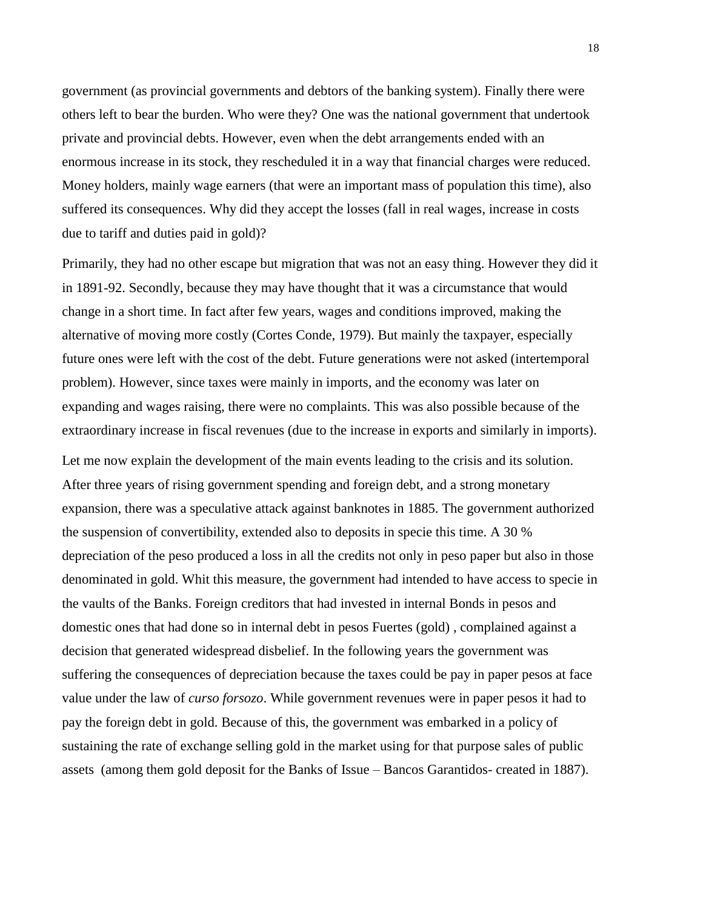government (as provincial governments and debtors of the banking system). Finally there were others left to bear the burden. Who were they? One was the national government that undertook private and provincial debts. However, even when the debt arrangements ended with an enormous increase in its stock, they rescheduled it in a way that financial charges were reduced. Money holders, mainly wage earners (that were an important mass of population this time), also suffered its consequences. Why did they accept the losses (fall in real wages, increase in costs due to tariff and duties paid in gold)?

Primarily, they had no other escape but migration that was not an easy thing. However they did it in 1891-92. Secondly, because they may have thought that it was a circumstance that would change in a short time. In fact after few years, wages and conditions improved, making the alternative of moving more costly (Cortes Conde, 1979). But mainly the taxpayer, especially future ones were left with the cost of the debt. Future generations were not asked (intertemporal problem). However, since taxes were mainly in imports, and the economy was later on expanding and wages raising, there were no complaints. This was also possible because of the extraordinary increase in fiscal revenues (due to the increase in exports and similarly in imports).

Let me now explain the development of the main events leading to the crisis and its solution. After three years of rising government spending and foreign debt, and a strong monetary expansion, there was a speculative attack against banknotes in 1885. The government authorized the suspension of convertibility, extended also to deposits in specie this time. A 30 % depreciation of the peso produced a loss in all the credits not only in peso paper but also in those denominated in gold. Whit this measure, the government had intended to have access to specie in the vaults of the Banks. Foreign creditors that had invested in internal Bonds in pesos and domestic ones that had done so in internal debt in pesos Fuertes (gold) , complained against a decision that generated widespread disbelief. In the following years the government was suffering the consequences of depreciation because the taxes could be pay in paper pesos at face value under the law of *curso forsozo*. While government revenues were in paper pesos it had to pay the foreign debt in gold. Because of this, the government was embarked in a policy of sustaining the rate of exchange selling gold in the market using for that purpose sales of public assets (among them gold deposit for the Banks of Issue – Bancos Garantidos- created in 1887).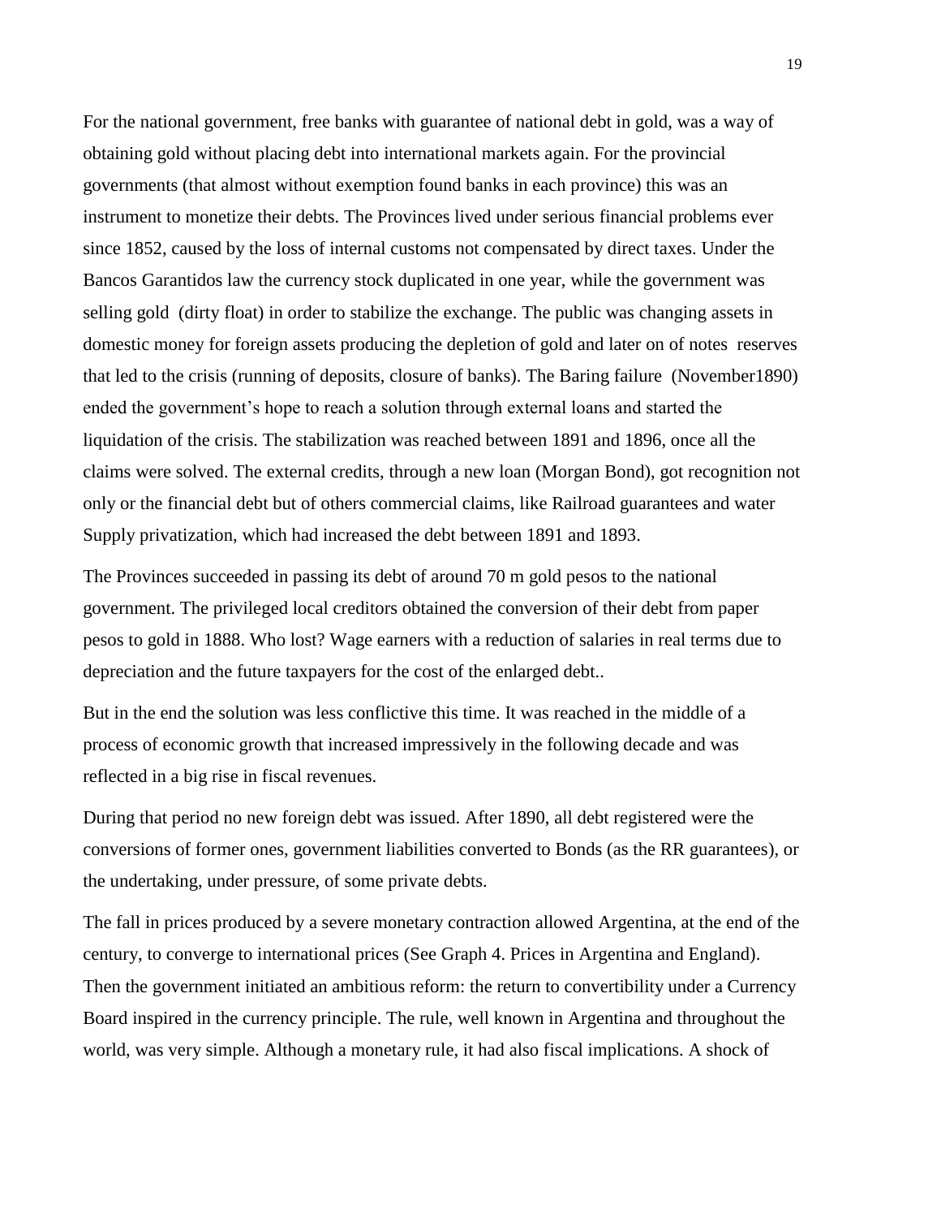For the national government, free banks with guarantee of national debt in gold, was a way of obtaining gold without placing debt into international markets again. For the provincial governments (that almost without exemption found banks in each province) this was an instrument to monetize their debts. The Provinces lived under serious financial problems ever since 1852, caused by the loss of internal customs not compensated by direct taxes. Under the Bancos Garantidos law the currency stock duplicated in one year, while the government was selling gold (dirty float) in order to stabilize the exchange. The public was changing assets in domestic money for foreign assets producing the depletion of gold and later on of notes reserves that led to the crisis (running of deposits, closure of banks). The Baring failure (November1890) ended the government's hope to reach a solution through external loans and started the liquidation of the crisis. The stabilization was reached between 1891 and 1896, once all the claims were solved. The external credits, through a new loan (Morgan Bond), got recognition not only or the financial debt but of others commercial claims, like Railroad guarantees and water Supply privatization, which had increased the debt between 1891 and 1893.

The Provinces succeeded in passing its debt of around 70 m gold pesos to the national government. The privileged local creditors obtained the conversion of their debt from paper pesos to gold in 1888. Who lost? Wage earners with a reduction of salaries in real terms due to depreciation and the future taxpayers for the cost of the enlarged debt..

But in the end the solution was less conflictive this time. It was reached in the middle of a process of economic growth that increased impressively in the following decade and was reflected in a big rise in fiscal revenues.

During that period no new foreign debt was issued. After 1890, all debt registered were the conversions of former ones, government liabilities converted to Bonds (as the RR guarantees), or the undertaking, under pressure, of some private debts.

The fall in prices produced by a severe monetary contraction allowed Argentina, at the end of the century, to converge to international prices (See Graph 4. Prices in Argentina and England). Then the government initiated an ambitious reform: the return to convertibility under a Currency Board inspired in the currency principle. The rule, well known in Argentina and throughout the world, was very simple. Although a monetary rule, it had also fiscal implications. A shock of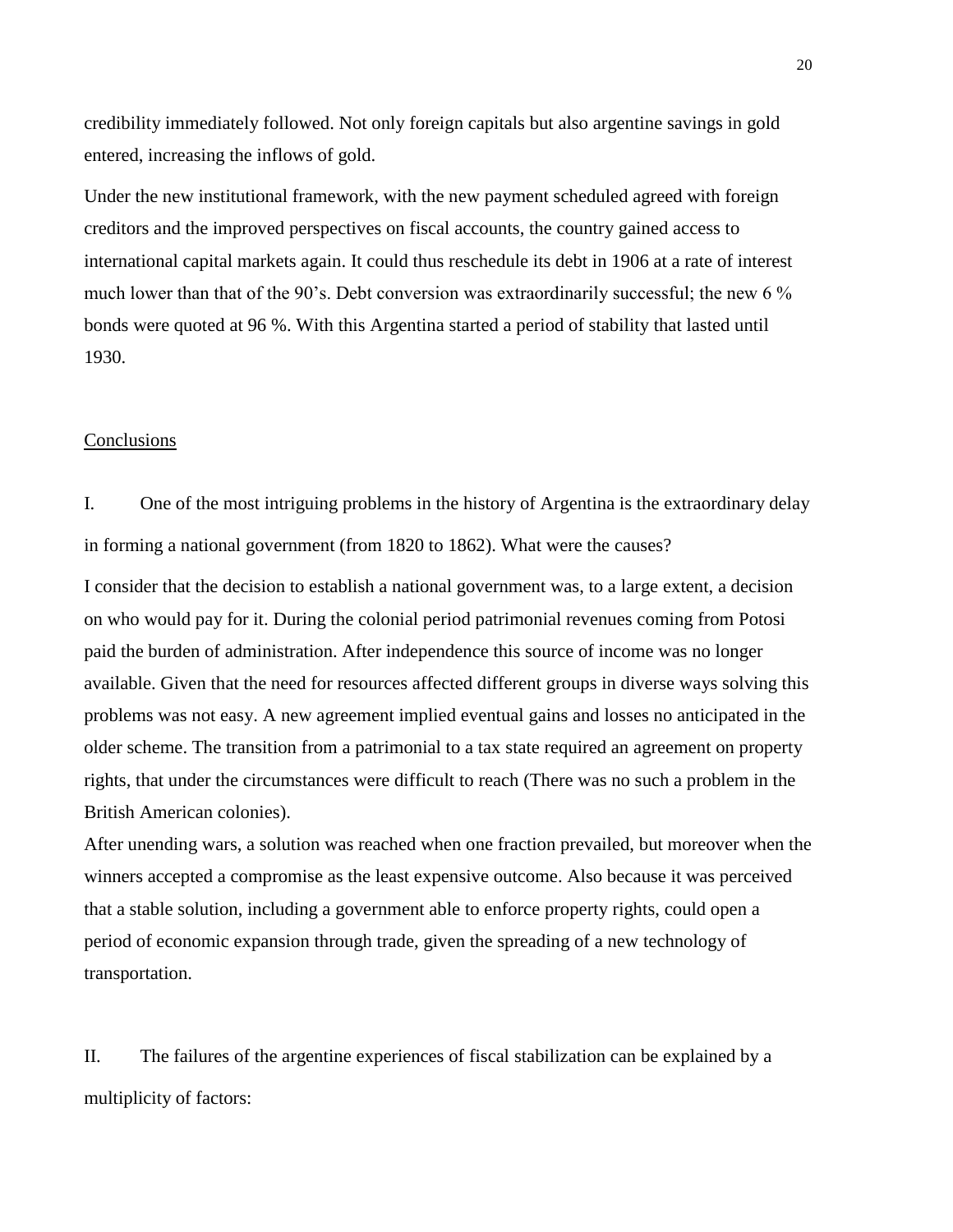credibility immediately followed. Not only foreign capitals but also argentine savings in gold entered, increasing the inflows of gold.

Under the new institutional framework, with the new payment scheduled agreed with foreign creditors and the improved perspectives on fiscal accounts, the country gained access to international capital markets again. It could thus reschedule its debt in 1906 at a rate of interest much lower than that of the 90's. Debt conversion was extraordinarily successful; the new 6 % bonds were quoted at 96 %. With this Argentina started a period of stability that lasted until 1930.

## Conclusions

I. One of the most intriguing problems in the history of Argentina is the extraordinary delay in forming a national government (from 1820 to 1862). What were the causes?

I consider that the decision to establish a national government was, to a large extent, a decision on who would pay for it. During the colonial period patrimonial revenues coming from Potosi paid the burden of administration. After independence this source of income was no longer available. Given that the need for resources affected different groups in diverse ways solving this problems was not easy. A new agreement implied eventual gains and losses no anticipated in the older scheme. The transition from a patrimonial to a tax state required an agreement on property rights, that under the circumstances were difficult to reach (There was no such a problem in the British American colonies).

After unending wars, a solution was reached when one fraction prevailed, but moreover when the winners accepted a compromise as the least expensive outcome. Also because it was perceived that a stable solution, including a government able to enforce property rights, could open a period of economic expansion through trade, given the spreading of a new technology of transportation.

II. The failures of the argentine experiences of fiscal stabilization can be explained by a multiplicity of factors: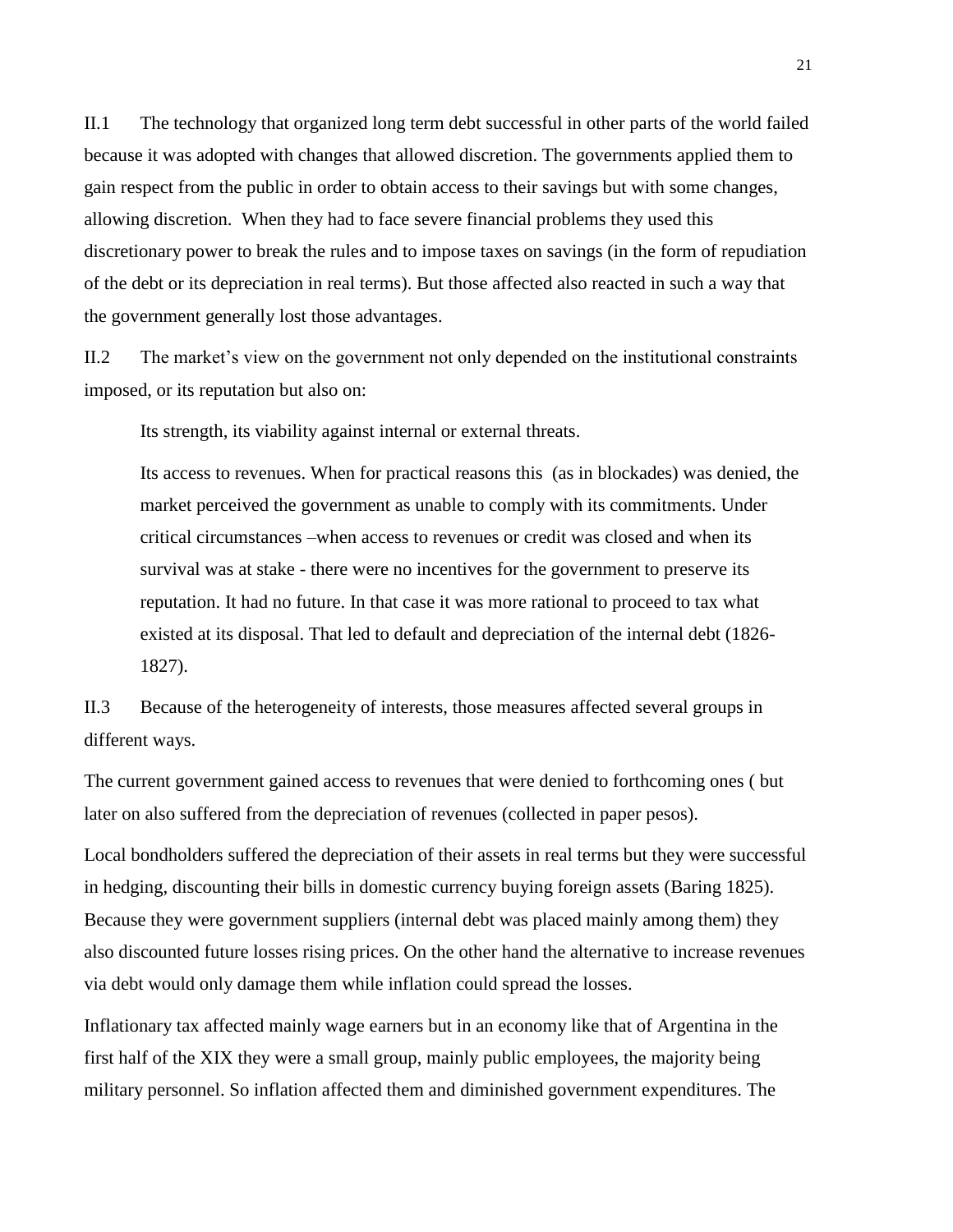II.1 The technology that organized long term debt successful in other parts of the world failed because it was adopted with changes that allowed discretion. The governments applied them to gain respect from the public in order to obtain access to their savings but with some changes, allowing discretion. When they had to face severe financial problems they used this discretionary power to break the rules and to impose taxes on savings (in the form of repudiation of the debt or its depreciation in real terms). But those affected also reacted in such a way that the government generally lost those advantages.

II.2 The market's view on the government not only depended on the institutional constraints imposed, or its reputation but also on:

> Its strength, its viability against internal or external threats.
>
> Its access to revenues. When for practical reasons this (as in blockades) was denied, the market perceived the government as unable to comply with its commitments. Under critical circumstances –when access to revenues or credit was closed and when its survival was at stake - there were no incentives for the government to preserve its reputation. It had no future. In that case it was more rational to proceed to tax what existed at its disposal. That led to default and depreciation of the internal debt (1826-1827).

II.3 Because of the heterogeneity of interests, those measures affected several groups in different ways.

The current government gained access to revenues that were denied to forthcoming ones ( but later on also suffered from the depreciation of revenues (collected in paper pesos).

Local bondholders suffered the depreciation of their assets in real terms but they were successful in hedging, discounting their bills in domestic currency buying foreign assets (Baring 1825). Because they were government suppliers (internal debt was placed mainly among them) they also discounted future losses rising prices. On the other hand the alternative to increase revenues via debt would only damage them while inflation could spread the losses.

Inflationary tax affected mainly wage earners but in an economy like that of Argentina in the first half of the XIX they were a small group, mainly public employees, the majority being military personnel. So inflation affected them and diminished government expenditures. The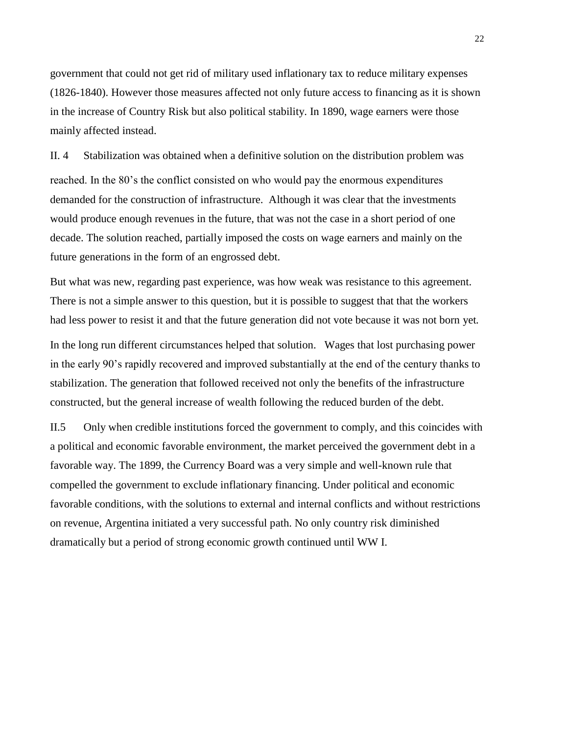government that could not get rid of military used inflationary tax to reduce military expenses (1826-1840). However those measures affected not only future access to financing as it is shown in the increase of Country Risk but also political stability. In 1890, wage earners were those mainly affected instead.

II. 4 Stabilization was obtained when a definitive solution on the distribution problem was reached. In the 80's the conflict consisted on who would pay the enormous expenditures demanded for the construction of infrastructure. Although it was clear that the investments would produce enough revenues in the future, that was not the case in a short period of one decade. The solution reached, partially imposed the costs on wage earners and mainly on the future generations in the form of an engrossed debt.

But what was new, regarding past experience, was how weak was resistance to this agreement. There is not a simple answer to this question, but it is possible to suggest that that the workers had less power to resist it and that the future generation did not vote because it was not born yet.

In the long run different circumstances helped that solution. Wages that lost purchasing power in the early 90's rapidly recovered and improved substantially at the end of the century thanks to stabilization. The generation that followed received not only the benefits of the infrastructure constructed, but the general increase of wealth following the reduced burden of the debt.

II.5 Only when credible institutions forced the government to comply, and this coincides with a political and economic favorable environment, the market perceived the government debt in a favorable way. The 1899, the Currency Board was a very simple and well-known rule that compelled the government to exclude inflationary financing. Under political and economic favorable conditions, with the solutions to external and internal conflicts and without restrictions on revenue, Argentina initiated a very successful path. No only country risk diminished dramatically but a period of strong economic growth continued until WW I.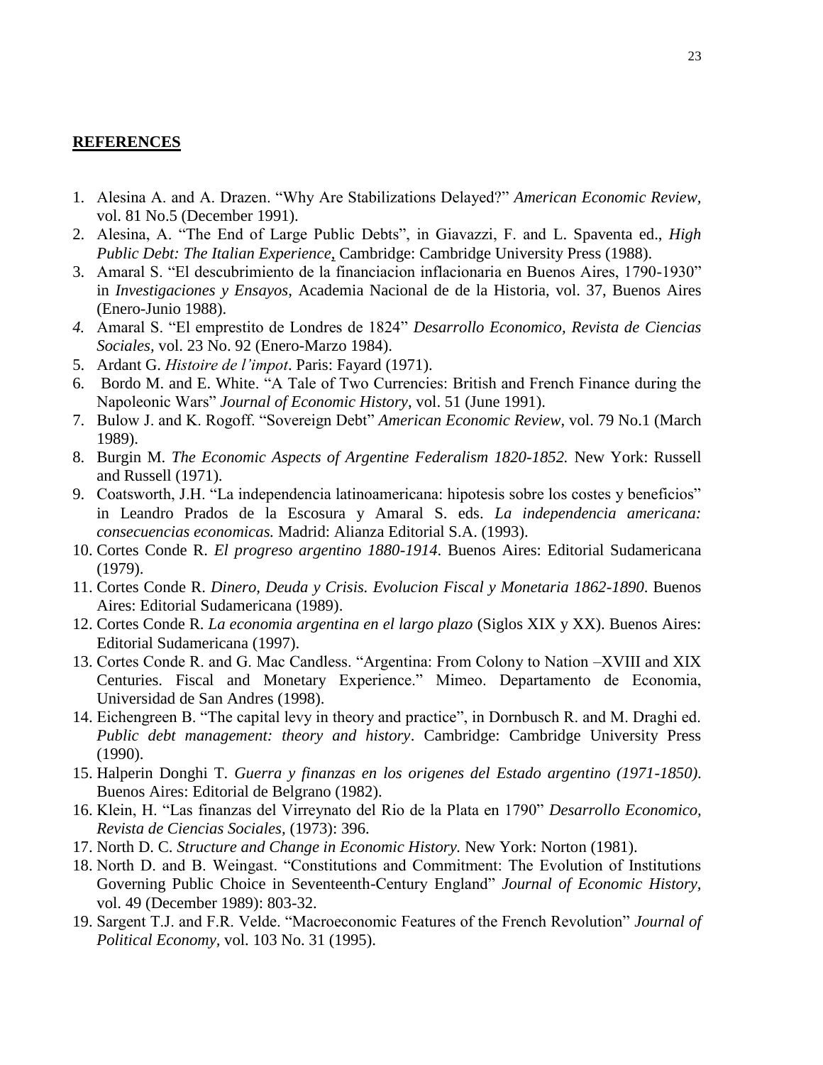## REFERENCES

1. Alesina A. and A. Drazen. "Why Are Stabilizations Delayed?" *American Economic Review*, vol. 81 No.5 (December 1991).
2. Alesina, A. "The End of Large Public Debts", in Giavazzi, F. and L. Spaventa ed., *High Public Debt: The Italian Experience*, Cambridge: Cambridge University Press (1988).
3. Amaral S. "El descubrimiento de la financiacion inflacionaria en Buenos Aires, 1790-1930" in *Investigaciones y Ensayos*, Academia Nacional de de la Historia, vol. 37, Buenos Aires (Enero-Junio 1988).
4. Amaral S. "El emprestito de Londres de 1824" *Desarrollo Economico, Revista de Ciencias Sociales*, vol. 23 No. 92 (Enero-Marzo 1984).
5. Ardant G. *Histoire de l'impot*. Paris: Fayard (1971).
6. Bordo M. and E. White. "A Tale of Two Currencies: British and French Finance during the Napoleonic Wars" *Journal of Economic History*, vol. 51 (June 1991).
7. Bulow J. and K. Rogoff. "Sovereign Debt" *American Economic Review*, vol. 79 No.1 (March 1989).
8. Burgin M. *The Economic Aspects of Argentine Federalism 1820-1852.* New York: Russell and Russell (1971).
9. Coatsworth, J.H. "La independencia latinoamericana: hipotesis sobre los costes y beneficios" in Leandro Prados de la Escosura y Amaral S. eds. *La independencia americana: consecuencias economicas.* Madrid: Alianza Editorial S.A. (1993).
10. Cortes Conde R. *El progreso argentino 1880-1914*. Buenos Aires: Editorial Sudamericana (1979).
11. Cortes Conde R. *Dinero, Deuda y Crisis. Evolucion Fiscal y Monetaria 1862-1890*. Buenos Aires: Editorial Sudamericana (1989).
12. Cortes Conde R. *La economia argentina en el largo plazo* (Siglos XIX y XX). Buenos Aires: Editorial Sudamericana (1997).
13. Cortes Conde R. and G. Mac Candless. "Argentina: From Colony to Nation –XVIII and XIX Centuries. Fiscal and Monetary Experience." Mimeo. Departamento de Economia, Universidad de San Andres (1998).
14. Eichengreen B. "The capital levy in theory and practice", in Dornbusch R. and M. Draghi ed. *Public debt management: theory and history*. Cambridge: Cambridge University Press (1990).
15. Halperin Donghi T. *Guerra y finanzas en los origenes del Estado argentino (1971-1850)*. Buenos Aires: Editorial de Belgrano (1982).
16. Klein, H. "Las finanzas del Virreynato del Rio de la Plata en 1790" *Desarrollo Economico, Revista de Ciencias Sociales*, (1973): 396.
17. North D. C. *Structure and Change in Economic History.* New York: Norton (1981).
18. North D. and B. Weingast. "Constitutions and Commitment: The Evolution of Institutions Governing Public Choice in Seventeenth-Century England" *Journal of Economic History*, vol. 49 (December 1989): 803-32.
19. Sargent T.J. and F.R. Velde. "Macroeconomic Features of the French Revolution" *Journal of Political Economy*, vol. 103 No. 31 (1995).